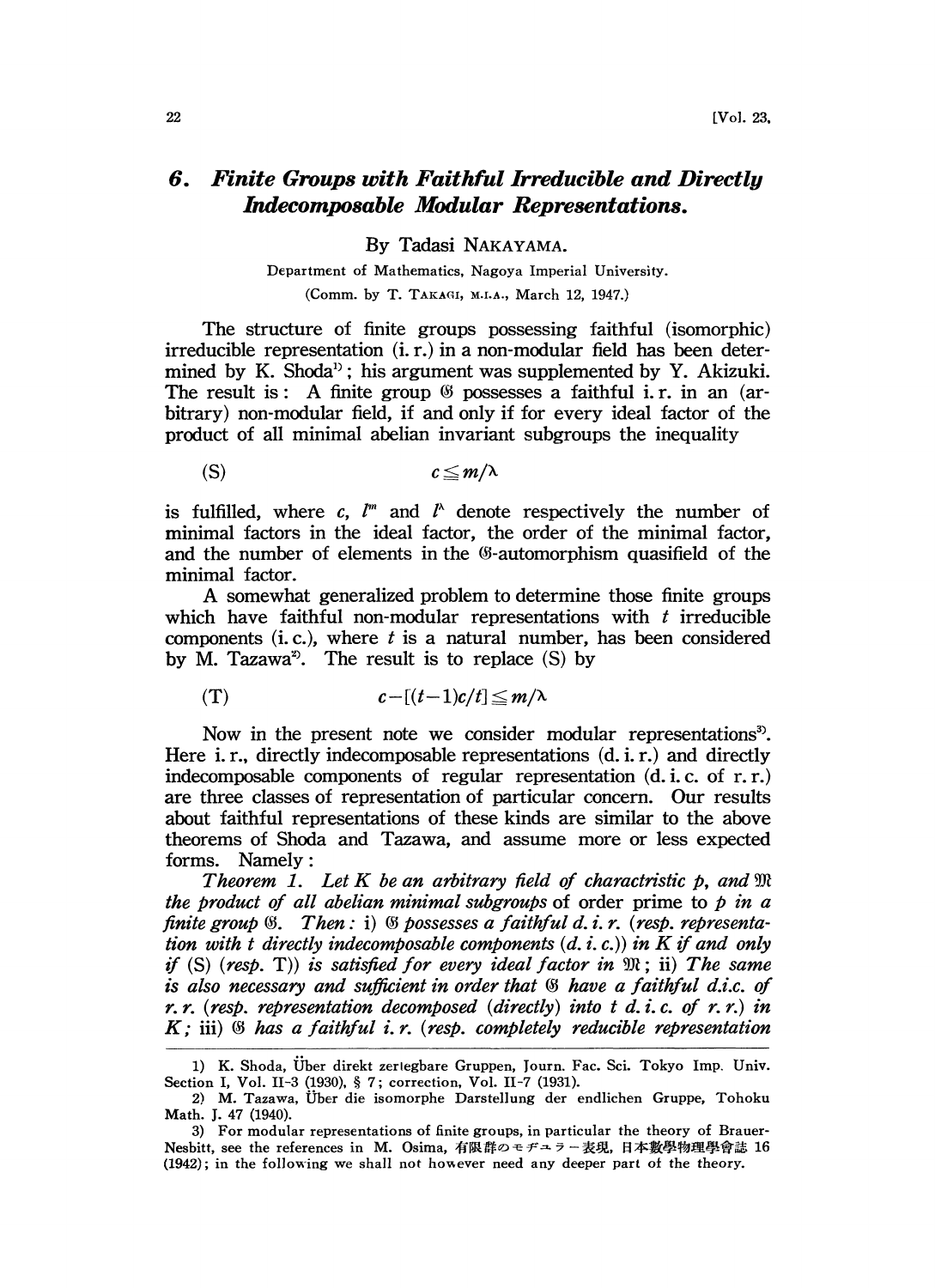# 6. Finite Groups with Faithful Irreducible and Directly Indecomposable Modular Representations.

By Tadasi NAKAYAMA.

Department of Mathematics, Nagoya Imperial University.

(Comm. by T. TAKAGI, M.I.A., March 12, 1947.)

The structure of finite groups possessing faithful (isomorphic) irreducible representation (i. r.) in a non-modular field has been determined by K. Shoda[1]; his argument was supplemented by Y. Akizuki. The result is: A finite group $\mathfrak{G}$ possesses a faithful i. r. in an (arbitrary) non-modular field, if and only if for every ideal factor of the product of all minimal abelian invariant subgroups the inequality

$$\text{(S)} \qquad c \leq m/\lambda$$

is fulfilled, where $c$, $l^m$ and $l^\lambda$ denote respectively the number of minimal factors in the ideal factor, the order of the minimal factor, and the number of elements in the $\mathfrak{G}$-automorphism quasifield of the minimal factor.

A somewhat generalized problem to determine those finite groups which have faithful non-modular representations with $t$ irreducible components (i. c.), where $t$ is a natural number, has been considered by M. Tazawa[2]. The result is to replace (S) by

$$\text{(T)} \qquad c - [(t-1)c/t] \leq m/\lambda$$

Now in the present note we consider modular representations[3]. Here i. r., directly indecomposable representations (d. i. r.) and directly indecomposable components of regular representation (d. i. c. of r. r.) are three classes of representation of particular concern. Our results about faithful representations of these kinds are similar to the above theorems of Shoda and Tazawa, and assume more or less expected forms. Namely:

*Theorem 1. Let $K$ be an arbitrary field of charactristic $p$, and $\mathfrak{M}$ the product of all abelian minimal subgroups* of order prime to $p$ *in a finite group $\mathfrak{G}$. Then: i) $\mathfrak{G}$ possesses a faithful d. i. r. (resp. representation with $t$ directly indecomposable components (d. i. c.)) in $K$ if and only if (S) (resp. T)) is satisfied for every ideal factor in $\mathfrak{M}$; ii) The same is also necessary and sufficient in order that $\mathfrak{G}$ have a faithful d.i.c. of r. r. (resp. representation decomposed (directly) into $t$ d. i. c. of r. r.) in $K$; iii) $\mathfrak{G}$ has a faithful i. r. (resp. completely reducible representation*

---

1) K. Shoda, Über direkt zerlegbare Gruppen, Journ. Fac. Sci. Tokyo Imp. Univ. Section I, Vol. II-3 (1930), § 7; correction, Vol. II-7 (1931).

2) M. Tazawa, Über die isomorphe Darstellung der endlichen Gruppe, Tohoku Math. J. 47 (1940).

3) For modular representations of finite groups, in particular the theory of Brauer-Nesbitt, see the references in M. Osima, 有限群のモヂュラー表現, 日本數學物理學會誌 16 (1942); in the following we shall not however need any deeper part of the theory.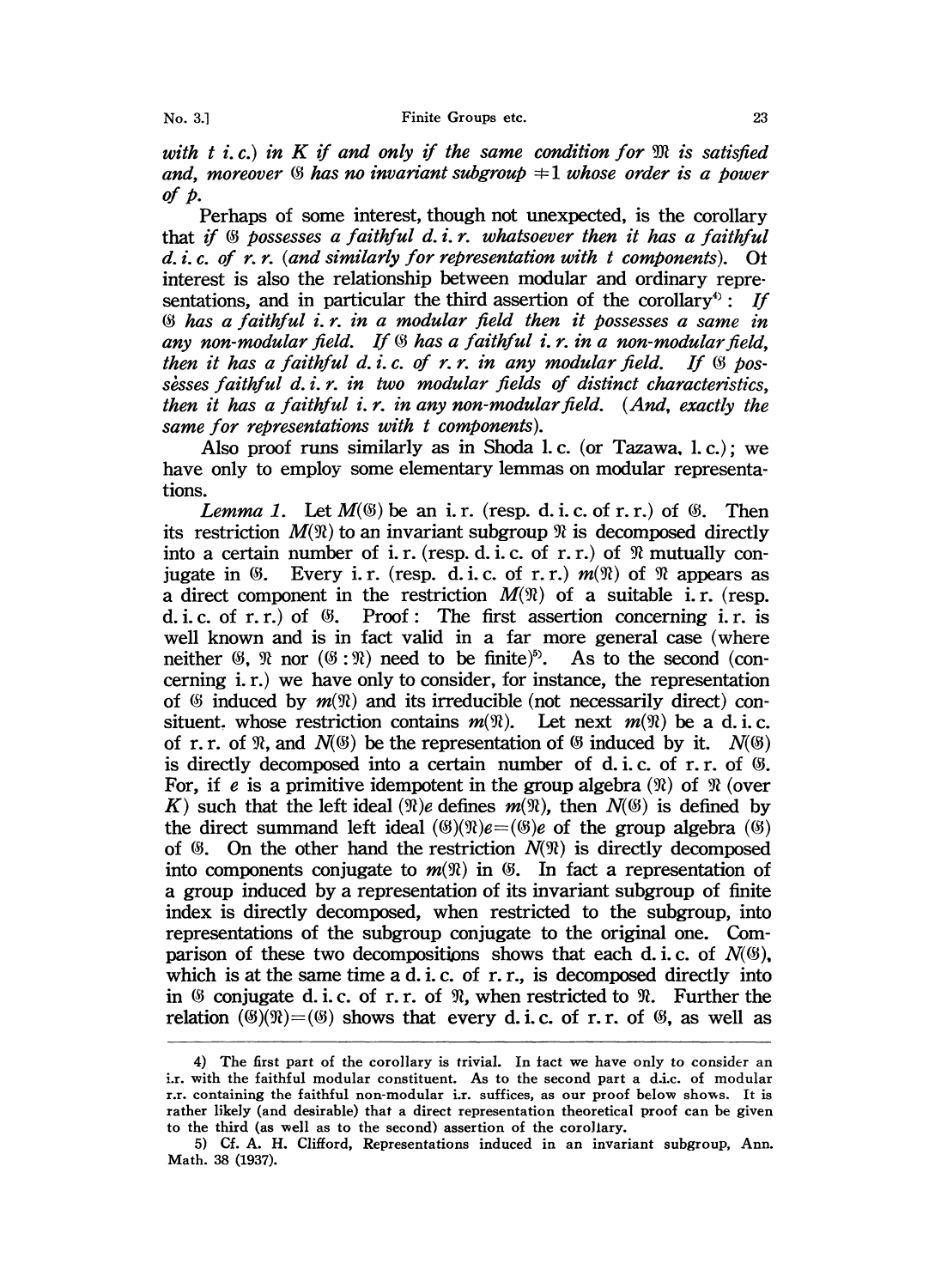*with t i. c.) in K if and only if the same condition for $\mathfrak{M}$ is satisfied and, moreover $\mathfrak{G}$ has no invariant subgroup $\neq 1$ whose order is a power of $p$.*

Perhaps of some interest, though not unexpected, is the corollary that *if $\mathfrak{G}$ possesses a faithful d. i. r. whatsoever then it has a faithful d. i. c. of r. r. (and similarly for representation with t components).* Of interest is also the relationship between modular and ordinary representations, and in particular the third assertion of the corollary[4]: *If $\mathfrak{G}$ has a faithful i. r. in a modular field then it possesses a same in any non-modular field. If $\mathfrak{G}$ has a faithful i. r. in a non-modular field, then it has a faithful d. i. c. of r. r. in any modular field. If $\mathfrak{G}$ possesses faithful d. i. r. in two modular fields of distinct characteristics, then it has a faithful i. r. in any non-modular field. (And, exactly the same for representations with t components).*

Also proof runs similarly as in Shoda l. c. (or Tazawa, l. c.); we have only to employ some elementary lemmas on modular representations.

*Lemma 1.* Let $M(\mathfrak{G})$ be an i. r. (resp. d. i. c. of r. r.) of $\mathfrak{G}$. Then its restriction $M(\mathfrak{N})$ to an invariant subgroup $\mathfrak{N}$ is decomposed directly into a certain number of i. r. (resp. d. i. c. of r. r.) of $\mathfrak{N}$ mutually conjugate in $\mathfrak{G}$. Every i. r. (resp. d. i. c. of r. r.) $m(\mathfrak{N})$ of $\mathfrak{N}$ appears as a direct component in the restriction $M(\mathfrak{N})$ of a suitable i. r. (resp. d. i. c. of r. r.) of $\mathfrak{G}$. Proof: The first assertion concerning i. r. is well known and is in fact valid in a far more general case (where neither $\mathfrak{G}$, $\mathfrak{N}$ nor $(\mathfrak{G}:\mathfrak{N})$ need to be finite)[5]. As to the second (concerning i. r.) we have only to consider, for instance, the representation of $\mathfrak{G}$ induced by $m(\mathfrak{N})$ and its irreducible (not necessarily direct) constituent. whose restriction contains $m(\mathfrak{N})$. Let next $m(\mathfrak{N})$ be a d. i. c. of r. r. of $\mathfrak{N}$, and $N(\mathfrak{G})$ be the representation of $\mathfrak{G}$ induced by it. $N(\mathfrak{G})$ is directly decomposed into a certain number of d. i. c. of r. r. of $\mathfrak{G}$. For, if $e$ is a primitive idempotent in the group algebra $(\mathfrak{N})$ of $\mathfrak{N}$ (over $K$) such that the left ideal $(\mathfrak{N})e$ defines $m(\mathfrak{N})$, then $N(\mathfrak{G})$ is defined by the direct summand left ideal $(\mathfrak{G})(\mathfrak{N})e=(\mathfrak{G})e$ of the group algebra $(\mathfrak{G})$ of $\mathfrak{G}$. On the other hand the restriction $N(\mathfrak{N})$ is directly decomposed into components conjugate to $m(\mathfrak{N})$ in $\mathfrak{G}$. In fact a representation of a group induced by a representation of its invariant subgroup of finite index is directly decomposed, when restricted to the subgroup, into representations of the subgroup conjugate to the original one. Comparison of these two decompositions shows that each d. i. c. of $N(\mathfrak{G})$, which is at the same time a d. i. c. of r. r., is decomposed directly into in $\mathfrak{G}$ conjugate d. i. c. of r. r. of $\mathfrak{N}$, when restricted to $\mathfrak{N}$. Further the relation $(\mathfrak{G})(\mathfrak{N})=(\mathfrak{G})$ shows that every d. i. c. of r. r. of $\mathfrak{G}$, as well as

---

4) The first part of the corollary is trivial. In fact we have only to consider an i.r. with the faithful modular constituent. As to the second part a d.i.c. of modular r.r. containing the faithful non-modular i.r. suffices, as our proof below shows. It is rather likely (and desirable) that a direct representation theoretical proof can be given to the third (as well as to the second) assertion of the corollary.

5) Cf. A. H. Clifford, Representations induced in an invariant subgroup, Ann. Math. 38 (1937).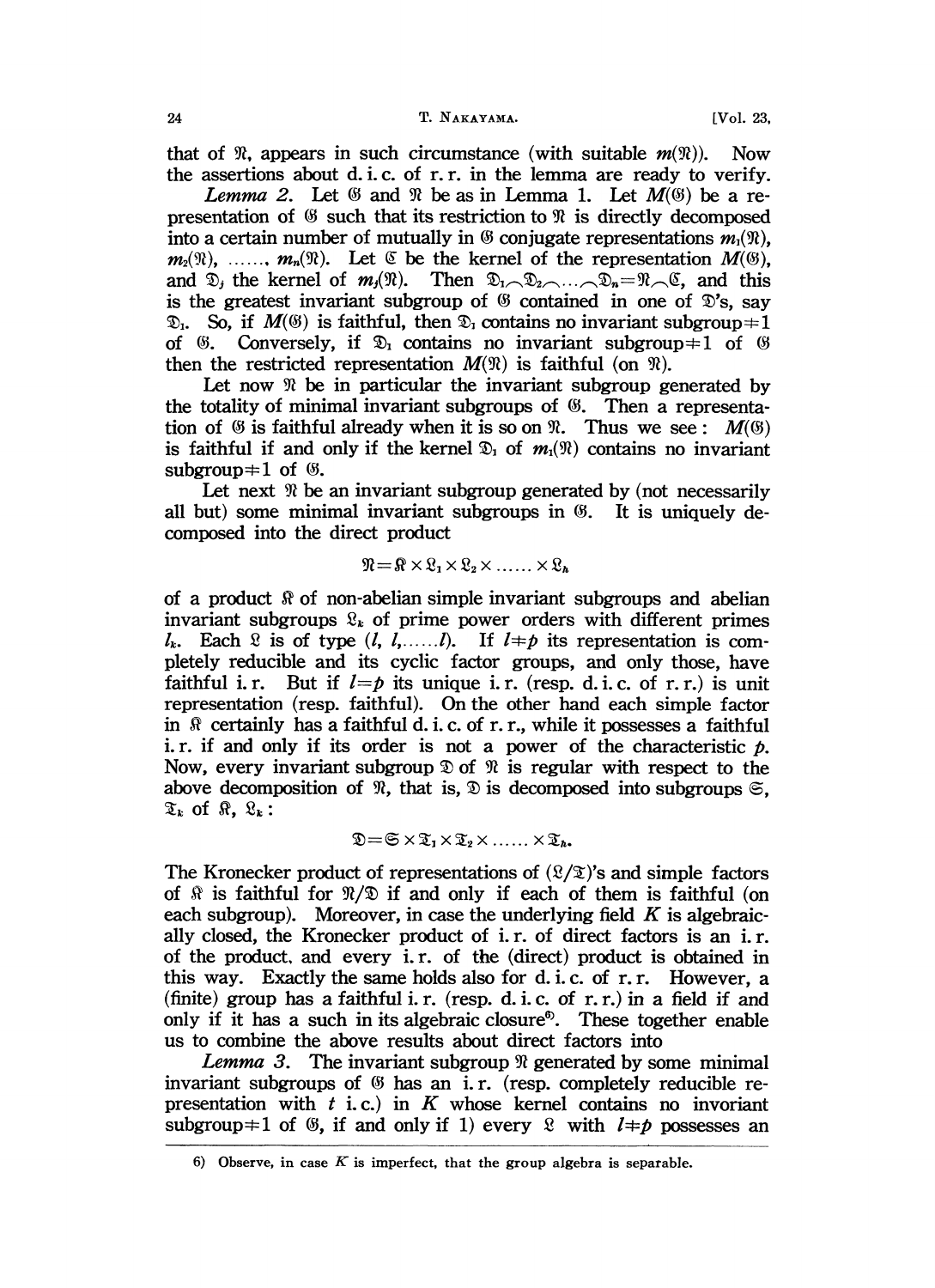that of $\mathfrak{N}$, appears in such circumstance (with suitable $m(\mathfrak{N})$). Now the assertions about d. i. c. of r. r. in the lemma are ready to verify.

*Lemma 2.* Let $\mathfrak{G}$ and $\mathfrak{N}$ be as in Lemma 1. Let $M(\mathfrak{G})$ be a representation of $\mathfrak{G}$ such that its restriction to $\mathfrak{N}$ is directly decomposed into a certain number of mutually in $\mathfrak{G}$ conjugate representations $m_1(\mathfrak{N})$, $m_2(\mathfrak{N})$, ......, $m_n(\mathfrak{N})$. Let $\mathfrak{C}$ be the kernel of the representation $M(\mathfrak{G})$, and $\mathfrak{D}_j$ the kernel of $m_j(\mathfrak{N})$. Then $\mathfrak{D}_1 \frown \mathfrak{D}_2 \frown \ldots \frown \mathfrak{D}_n = \mathfrak{N} \frown \mathfrak{C}$, and this is the greatest invariant subgroup of $\mathfrak{G}$ contained in one of $\mathfrak{D}$'s, say $\mathfrak{D}_1$. So, if $M(\mathfrak{G})$ is faithful, then $\mathfrak{D}_1$ contains no invariant subgroup $\neq 1$ of $\mathfrak{G}$. Conversely, if $\mathfrak{D}_1$ contains no invariant subgroup $\neq 1$ of $\mathfrak{G}$ then the restricted representation $M(\mathfrak{N})$ is faithful (on $\mathfrak{N}$).

Let now $\mathfrak{N}$ be in particular the invariant subgroup generated by the totality of minimal invariant subgroups of $\mathfrak{G}$. Then a representation of $\mathfrak{G}$ is faithful already when it is so on $\mathfrak{N}$. Thus we see: $M(\mathfrak{G})$ is faithful if and only if the kernel $\mathfrak{D}_1$ of $m_1(\mathfrak{N})$ contains no invariant subgroup $\neq 1$ of $\mathfrak{G}$.

Let next $\mathfrak{N}$ be an invariant subgroup generated by (not necessarily all but) some minimal invariant subgroups in $\mathfrak{G}$. It is uniquely decomposed into the direct product

$$\mathfrak{N} = \mathfrak{K} \times \mathfrak{L}_1 \times \mathfrak{L}_2 \times \ldots\ldots \times \mathfrak{L}_h$$

of a product $\mathfrak{K}$ of non-abelian simple invariant subgroups and abelian invariant subgroups $\mathfrak{L}_k$ of prime power orders with different primes $l_k$. Each $\mathfrak{L}$ is of type $(l, l, \ldots\ldots l)$. If $l \neq p$ its representation is completely reducible and its cyclic factor groups, and only those, have faithful i. r. But if $l = p$ its unique i. r. (resp. d. i. c. of r. r.) is unit representation (resp. faithful). On the other hand each simple factor in $\mathfrak{K}$ certainly has a faithful d. i. c. of r. r., while it possesses a faithful i. r. if and only if its order is not a power of the characteristic $p$. Now, every invariant subgroup $\mathfrak{D}$ of $\mathfrak{N}$ is regular with respect to the above decomposition of $\mathfrak{N}$, that is, $\mathfrak{D}$ is decomposed into subgroups $\mathfrak{S}$, $\mathfrak{T}_k$ of $\mathfrak{K}$, $\mathfrak{L}_k$:

$$\mathfrak{D} = \mathfrak{S} \times \mathfrak{T}_1 \times \mathfrak{T}_2 \times \ldots\ldots \times \mathfrak{T}_h.$$

The Kronecker product of representations of $(\mathfrak{L}/\mathfrak{T})$'s and simple factors of $\mathfrak{K}$ is faithful for $\mathfrak{N}/\mathfrak{D}$ if and only if each of them is faithful (on each subgroup). Moreover, in case the underlying field $K$ is algebraically closed, the Kronecker product of i. r. of direct factors is an i. r. of the product, and every i. r. of the (direct) product is obtained in this way. Exactly the same holds also for d. i. c. of r. r. However, a (finite) group has a faithful i. r. (resp. d. i. c. of r. r.) in a field if and only if it has a such in its algebraic closure[6]. These together enable us to combine the above results about direct factors into

*Lemma 3.* The invariant subgroup $\mathfrak{N}$ generated by some minimal invariant subgroups of $\mathfrak{G}$ has an i. r. (resp. completely reducible representation with $t$ i. c.) in $K$ whose kernel contains no invoriant subgroup $\neq 1$ of $\mathfrak{G}$, if and only if 1) every $\mathfrak{L}$ with $l \neq p$ possesses an

---

6) Observe, in case $K$ is imperfect, that the group algebra is separable.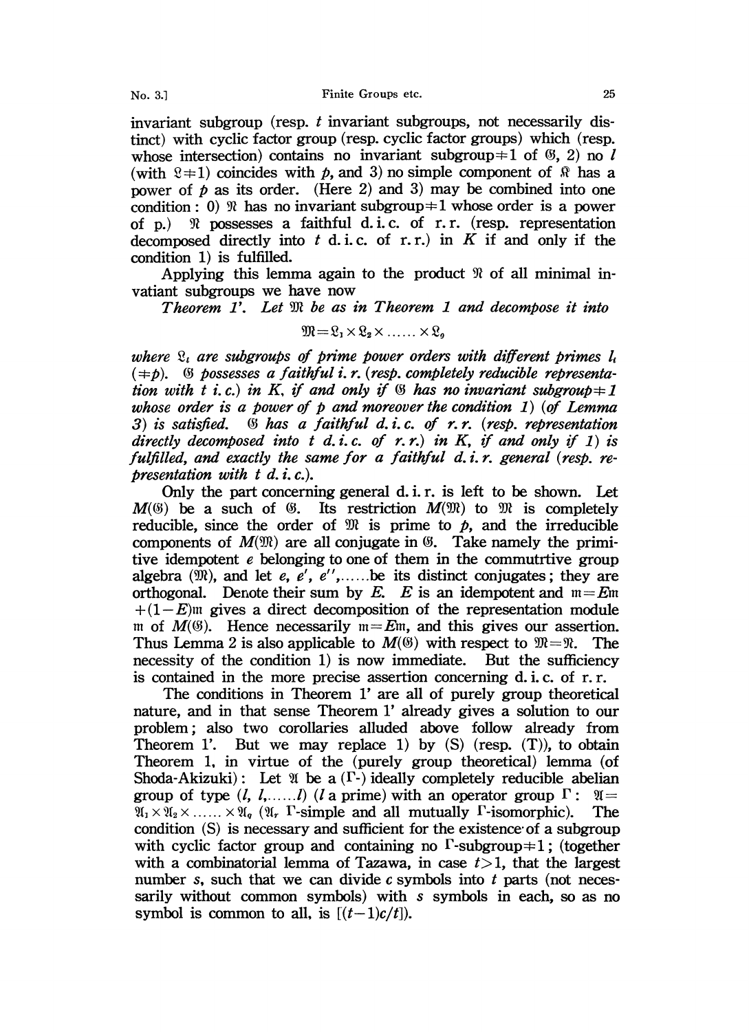invariant subgroup (resp. $t$ invariant subgroups, not necessarily distinct) with cyclic factor group (resp. cyclic factor groups) which (resp. whose intersection) contains no invariant subgroup$\neq 1$ of $\mathfrak{G}$, 2) no $l$ (with $\mathfrak{L}\neq 1$) coincides with $p$, and 3) no simple component of $\mathfrak{K}$ has a power of $p$ as its order. (Here 2) and 3) may be combined into one condition: 0) $\mathfrak{N}$ has no invariant subgroup$\neq 1$ whose order is a power of p.) $\mathfrak{N}$ possesses a faithful d. i. c. of r. r. (resp. representation decomposed directly into $t$ d. i. c. of r. r.) in $K$ if and only if the condition 1) is fulfilled.

Applying this lemma again to the product $\mathfrak{N}$ of all minimal invatiant subgroups we have now

*Theorem 1'. Let $\mathfrak{M}$ be as in Theorem 1 and decompose it into*

$$\mathfrak{M}=\mathfrak{L}_1\times\mathfrak{L}_2\times\ldots\ldots\times\mathfrak{L}_g$$

*where $\mathfrak{L}_i$ are subgroups of prime power orders with different primes $l_i$ $(\neq p)$. $\mathfrak{G}$ possesses a faithful i. r. (resp. completely reducible representation with t i. c.) in K, if and only if $\mathfrak{G}$ has no invariant subgroup$\neq 1$ whose order is a power of p and moreover the condition 1) (of Lemma 3) is satisfied. $\mathfrak{G}$ has a faithful d. i. c. of r. r. (resp. representation directly decomposed into t d. i. c. of r. r.) in K, if and only if 1) is fulfilled, and exactly the same for a faithful d. i. r. general (resp. representation with t d. i. c.).*

Only the part concerning general d. i. r. is left to be shown. Let $M(\mathfrak{G})$ be a such of $\mathfrak{G}$. Its restriction $M(\mathfrak{M})$ to $\mathfrak{M}$ is completely reducible, since the order of $\mathfrak{M}$ is prime to $p$, and the irreducible components of $M(\mathfrak{M})$ are all conjugate in $\mathfrak{G}$. Take namely the primitive idempotent $e$ belonging to one of them in the commutrtive group algebra $(\mathfrak{M})$, and let $e$, $e'$, $e''$,......be its distinct conjugates; they are orthogonal. Denote their sum by $E$. $E$ is an idempotent and $\mathfrak{m}=E\mathfrak{m}+(1-E)\mathfrak{m}$ gives a direct decomposition of the representation module $\mathfrak{m}$ of $M(\mathfrak{G})$. Hence necessarily $\mathfrak{m}=E\mathfrak{m}$, and this gives our assertion. Thus Lemma 2 is also applicable to $M(\mathfrak{G})$ with respect to $\mathfrak{M}=\mathfrak{N}$. The necessity of the condition 1) is now immediate. But the sufficiency is contained in the more precise assertion concerning d. i. c. of r. r.

The conditions in Theorem 1' are all of purely group theoretical nature, and in that sense Theorem 1' already gives a solution to our problem; also two corollaries alluded above follow already from Theorem 1'. But we may replace 1) by (S) (resp. (T)), to obtain Theorem 1, in virtue of the (purely group theoretical) lemma (of Shoda-Akizuki): Let $\mathfrak{A}$ be a ($\Gamma$-) ideally completely reducible abelian group of type $(l, l,\ldots\ldots l)$ ($l$ a prime) with an operator group $\Gamma$: $\mathfrak{A}=\mathfrak{A}_1\times\mathfrak{A}_2\times\ldots\ldots\times\mathfrak{A}_q$ ($\mathfrak{A}_r$ $\Gamma$-simple and all mutually $\Gamma$-isomorphic). The condition (S) is necessary and sufficient for the existence of a subgroup with cyclic factor group and containing no $\Gamma$-subgroup$\neq 1$; (together with a combinatorial lemma of Tazawa, in case $t>1$, that the largest number $s$, such that we can divide $c$ symbols into $t$ parts (not necessarily without common symbols) with $s$ symbols in each, so as no symbol is common to all, is $[(t-1)c/t]$).